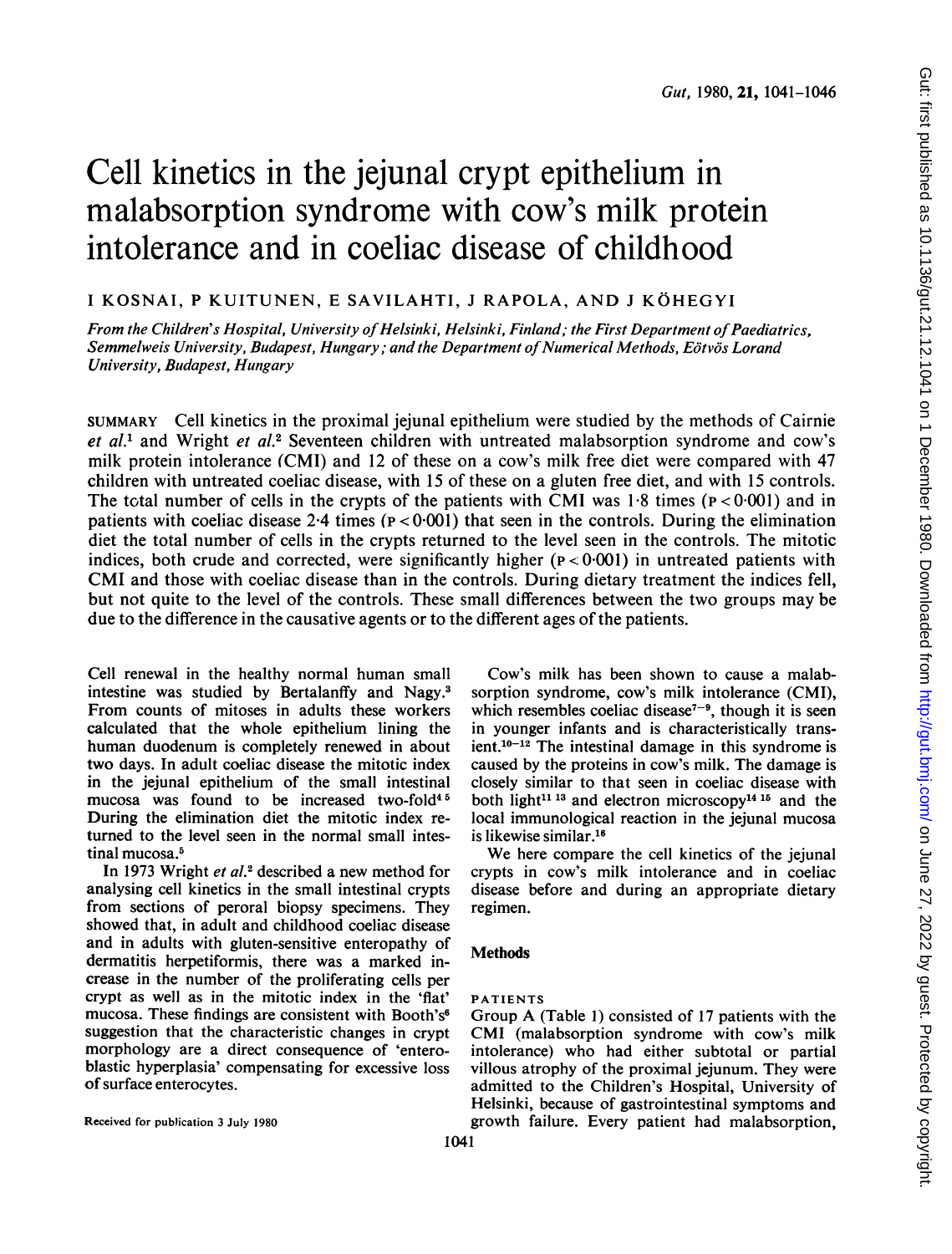# Cell kinetics in the jejunal crypt epithelium in malabsorption syndrome with cow's milk protein intolerance and in coeliac disease of childhood

I KOSNAI, P KUITUNEN, E SAVILAHTI, J RAPOLA, AND J KÖHEGYI

*From the Children's Hospital, University of Helsinki, Helsinki, Finland; the First Department of Paediatrics, Semmelweis University, Budapest, Hungary; and the Department of Numerical Methods, Eötvös Lorand University, Budapest, Hungary*

SUMMARY Cell kinetics in the proximal jejunal epithelium were studied by the methods of Cairnie *et al.*[1] and Wright *et al.*[2] Seventeen children with untreated malabsorption syndrome and cow's milk protein intolerance (CMI) and 12 of these on a cow's milk free diet were compared with 47 children with untreated coeliac disease, with 15 of these on a gluten free diet, and with 15 controls. The total number of cells in the crypts of the patients with CMI was 1·8 times ($P<0·001$) and in patients with coeliac disease 2·4 times ($P<0·001$) that seen in the controls. During the elimination diet the total number of cells in the crypts returned to the level seen in the controls. The mitotic indices, both crude and corrected, were significantly higher ($P<0·001$) in untreated patients with CMI and those with coeliac disease than in the controls. During dietary treatment the indices fell, but not quite to the level of the controls. These small differences between the two groups may be due to the difference in the causative agents or to the different ages of the patients.

Cell renewal in the healthy normal human small intestine was studied by Bertalanffy and Nagy.[3] From counts of mitoses in adults these workers calculated that the whole epithelium lining the human duodenum is completely renewed in about two days. In adult coeliac disease the mitotic index in the jejunal epithelium of the small intestinal mucosa was found to be increased two-fold[4 5] During the elimination diet the mitotic index returned to the level seen in the normal small intestinal mucosa.[5]

In 1973 Wright *et al.*[2] described a new method for analysing cell kinetics in the small intestinal crypts from sections of peroral biopsy specimens. They showed that, in adult and childhood coeliac disease and in adults with gluten-sensitive enteropathy of dermatitis herpetiformis, there was a marked increase in the number of the proliferating cells per crypt as well as in the mitotic index in the 'flat' mucosa. These findings are consistent with Booth's[6] suggestion that the characteristic changes in crypt morphology are a direct consequence of 'enteroblastic hyperplasia' compensating for excessive loss of surface enterocytes.

Received for publication 3 July 1980

Cow's milk has been shown to cause a malabsorption syndrome, cow's milk intolerance (CMI), which resembles coeliac disease[7–9], though it is seen in younger infants and is characteristically transient.[10–12] The intestinal damage in this syndrome is caused by the proteins in cow's milk. The damage is closely similar to that seen in coeliac disease with both light[11 13] and electron microscopy[14 15] and the local immunological reaction in the jejunal mucosa is likewise similar.[16]

We here compare the cell kinetics of the jejunal crypts in cow's milk intolerance and in coeliac disease before and during an appropriate dietary regimen.

## Methods

### PATIENTS

Group A (Table 1) consisted of 17 patients with the CMI (malabsorption syndrome with cow's milk intolerance) who had either subtotal or partial villous atrophy of the proximal jejunum. They were admitted to the Children's Hospital, University of Helsinki, because of gastrointestinal symptoms and growth failure. Every patient had malabsorption,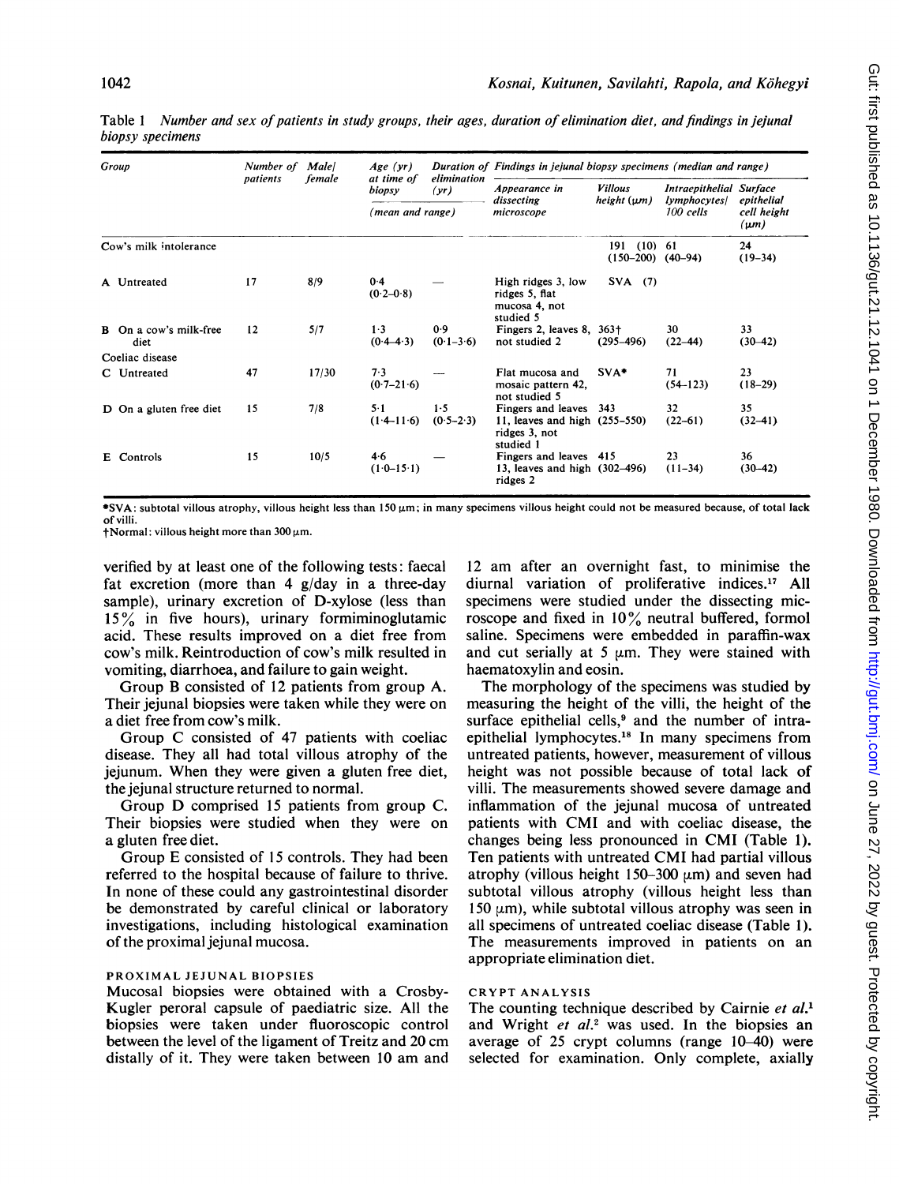Table 1 *Number and sex of patients in study groups, their ages, duration of elimination diet, and findings in jejunal biopsy specimens*

| Group | Number of patients | Male/female | Age (yr) at time of biopsy (mean and range) | Duration of elimination (yr) (mean and range) | Findings in jejunal biopsy specimens (median and range): Appearance in dissecting microscope | Villous height (μm) | Intraepithelial lymphocytes/100 cells | Surface epithelial cell height (μm) |
|---|---|---|---|---|---|---|---|---|
| Cow's milk intolerance | | | | | | 191 (10) (150–200) | 61 (40–94) | 24 (19–34) |
| A Untreated | 17 | 8/9 | 0·4 (0·2–0·8) | — | High ridges 3, low ridges 5, flat mucosa 4, not studied 5 | SVA (7) | | |
| B On a cow's milk-free diet | 12 | 5/7 | 1·3 (0·4–4·3) | 0·9 (0·1–3·6) | Fingers 2, leaves 8, not studied 2 | 363† (295–496) | 30 (22–44) | 33 (30–42) |
| Coeliac disease | | | | | | | | |
| C Untreated | 47 | 17/30 | 7·3 (0·7–21·6) | — | Flat mucosa and mosaic pattern 42, not studied 5 | SVA* | 71 (54–123) | 23 (18–29) |
| D On a gluten free diet | 15 | 7/8 | 5·1 (1·4–11·6) | 1·5 (0·5–2·3) | Fingers and leaves 11, leaves and high ridges 3, not studied 1 | 343 (255–550) | 32 (22–61) | 35 (32–41) |
| E Controls | 15 | 10/5 | 4·6 (1·0–15·1) | — | Fingers and leaves 13, leaves and high ridges 2 | 415 (302–496) | 23 (11–34) | 36 (30–42) |

*SVA: subtotal villous atrophy, villous height less than 150 μm; in many specimens villous height could not be measured because, of total lack of villi.
†Normal: villous height more than 300 μm.

verified by at least one of the following tests: faecal fat excretion (more than 4 g/day in a three-day sample), urinary excretion of D-xylose (less than 15% in five hours), urinary formiminoglutamic acid. These results improved on a diet free from cow's milk. Reintroduction of cow's milk resulted in vomiting, diarrhoea, and failure to gain weight.

Group B consisted of 12 patients from group A. Their jejunal biopsies were taken while they were on a diet free from cow's milk.

Group C consisted of 47 patients with coeliac disease. They all had total villous atrophy of the jejunum. When they were given a gluten free diet, the jejunal structure returned to normal.

Group D comprised 15 patients from group C. Their biopsies were studied when they were on a gluten free diet.

Group E consisted of 15 controls. They had been referred to the hospital because of failure to thrive. In none of these could any gastrointestinal disorder be demonstrated by careful clinical or laboratory investigations, including histological examination of the proximal jejunal mucosa.

### PROXIMAL JEJUNAL BIOPSIES

Mucosal biopsies were obtained with a Crosby-Kugler peroral capsule of paediatric size. All the biopsies were taken under fluoroscopic control between the level of the ligament of Treitz and 20 cm distally of it. They were taken between 10 am and 12 am after an overnight fast, to minimise the diurnal variation of proliferative indices.[17] All specimens were studied under the dissecting microscope and fixed in 10% neutral buffered, formol saline. Specimens were embedded in paraffin-wax and cut serially at 5 μm. They were stained with haematoxylin and eosin.

The morphology of the specimens was studied by measuring the height of the villi, the height of the surface epithelial cells,[9] and the number of intraepithelial lymphocytes.[18] In many specimens from untreated patients, however, measurement of villous height was not possible because of total lack of villi. The measurements showed severe damage and inflammation of the jejunal mucosa of untreated patients with CMI and with coeliac disease, the changes being less pronounced in CMI (Table 1). Ten patients with untreated CMI had partial villous atrophy (villous height 150–300 μm) and seven had subtotal villous atrophy (villous height less than 150 μm), while subtotal villous atrophy was seen in all specimens of untreated coeliac disease (Table 1). The measurements improved in patients on an appropriate elimination diet.

### CRYPT ANALYSIS

The counting technique described by Cairnie *et al.*[1] and Wright *et al.*[2] was used. In the biopsies an average of 25 crypt columns (range 10–40) were selected for examination. Only complete, axially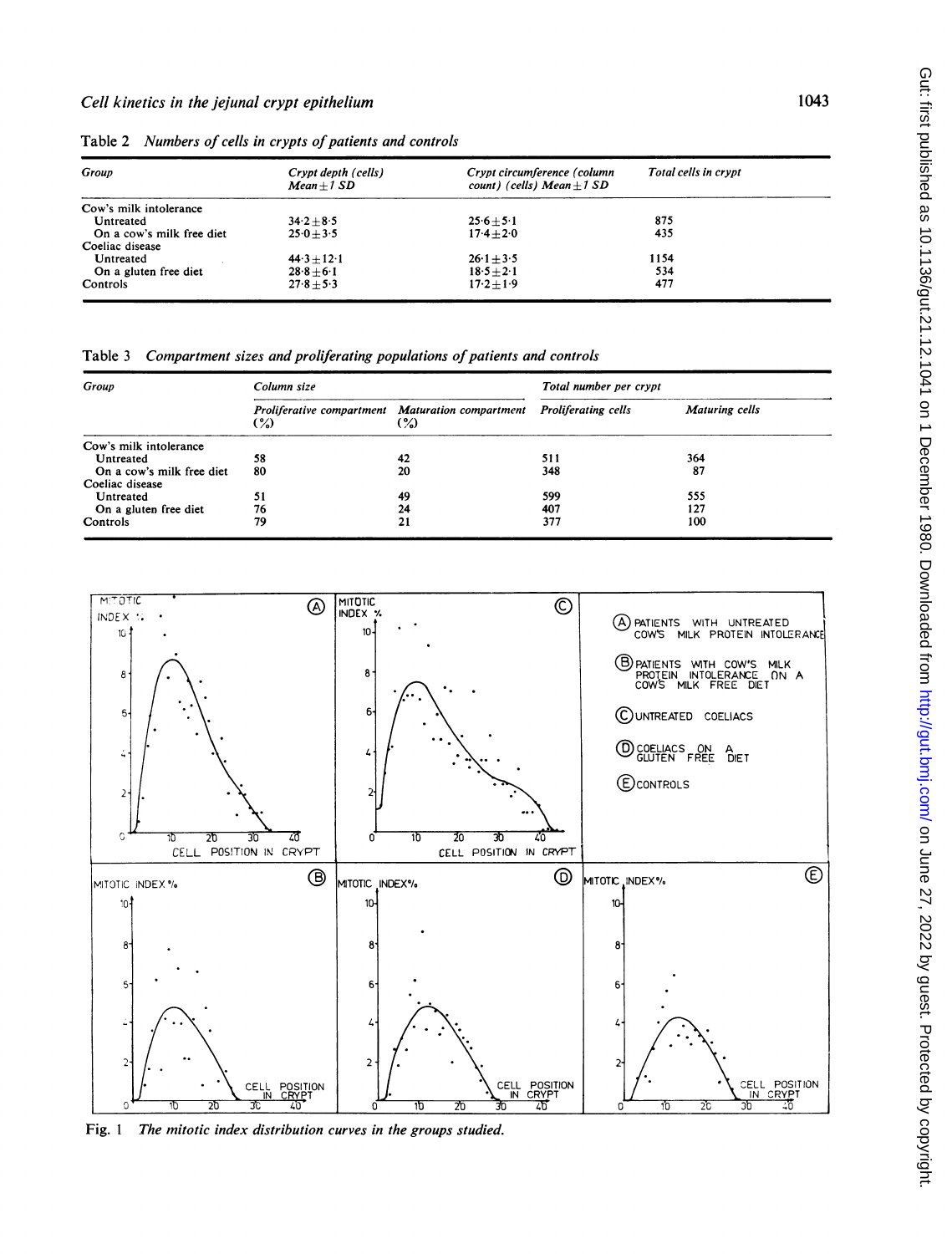Table 2 *Numbers of cells in crypts of patients and controls*

| Group | Crypt depth (cells) Mean ± 1 SD | Crypt circumference (column count) (cells) Mean ± 1 SD | Total cells in crypt |
|---|---|---|---|
| Cow's milk intolerance | | | |
| Untreated | 34·2 ± 8·5 | 25·6 ± 5·1 | 875 |
| On a cow's milk free diet | 25·0 ± 3·5 | 17·4 ± 2·0 | 435 |
| Coeliac disease | | | |
| Untreated | 44·3 ± 12·1 | 26·1 ± 3·5 | 1154 |
| On a gluten free diet | 28·8 ± 6·1 | 18·5 ± 2·1 | 534 |
| Controls | 27·8 ± 5·3 | 17·2 ± 1·9 | 477 |

Table 3 *Compartment sizes and proliferating populations of patients and controls*

| Group | Column size | | Total number per crypt | |
|---|---|---|---|---|
| | Proliferative compartment (%) | Maturation compartment (%) | Proliferating cells | Maturing cells |
| Cow's milk intolerance | | | | |
| Untreated | 58 | 42 | 511 | 364 |
| On a cow's milk free diet | 80 | 20 | 348 | 87 |
| Coeliac disease | | | | |
| Untreated | 51 | 49 | 599 | 555 |
| On a gluten free diet | 76 | 24 | 407 | 127 |
| Controls | 79 | 21 | 377 | 100 |

Fig. 1 *The mitotic index distribution curves in the groups studied.*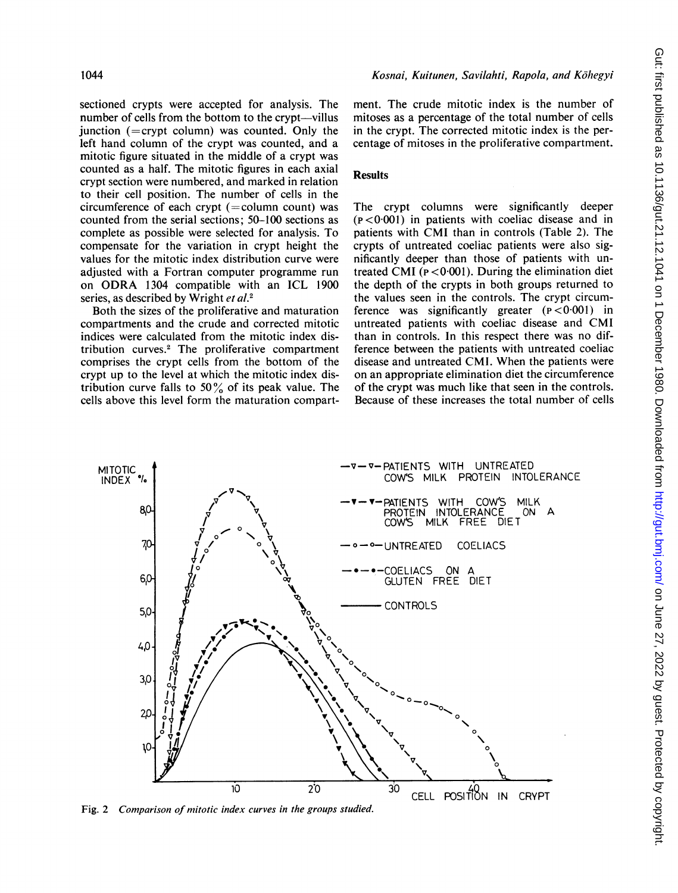sectioned crypts were accepted for analysis. The number of cells from the bottom to the crypt—villus junction (=crypt column) was counted. Only the left hand column of the crypt was counted, and a mitotic figure situated in the middle of a crypt was counted as a half. The mitotic figures in each axial crypt section were numbered, and marked in relation to their cell position. The number of cells in the circumference of each crypt (=column count) was counted from the serial sections; 50–100 sections as complete as possible were selected for analysis. To compensate for the variation in crypt height the values for the mitotic index distribution curve were adjusted with a Fortran computer programme run on ODRA 1304 compatible with an ICL 1900 series, as described by Wright *et al.*[2]

Both the sizes of the proliferative and maturation compartments and the crude and corrected mitotic indices were calculated from the mitotic index distribution curves.[2] The proliferative compartment comprises the crypt cells from the bottom of the crypt up to the level at which the mitotic index distribution curve falls to 50% of its peak value. The cells above this level form the maturation compartment. The crude mitotic index is the number of mitoses as a percentage of the total number of cells in the crypt. The corrected mitotic index is the percentage of mitoses in the proliferative compartment.

## Results

The crypt columns were significantly deeper ($P<0.001$) in patients with coeliac disease and in patients with CMI than in controls (Table 2). The crypts of untreated coeliac patients were also significantly deeper than those of patients with untreated CMI ($P<0.001$). During the elimination diet the depth of the crypts in both groups returned to the values seen in the controls. The crypt circumference was significantly greater ($P<0.001$) in untreated patients with coeliac disease and CMI than in controls. In this respect there was no difference between the patients with untreated coeliac disease and untreated CMI. When the patients were on an appropriate elimination diet the circumference of the crypt was much like that seen in the controls. Because of these increases the total number of cells

Fig. 2 *Comparison of mitotic index curves in the groups studied.*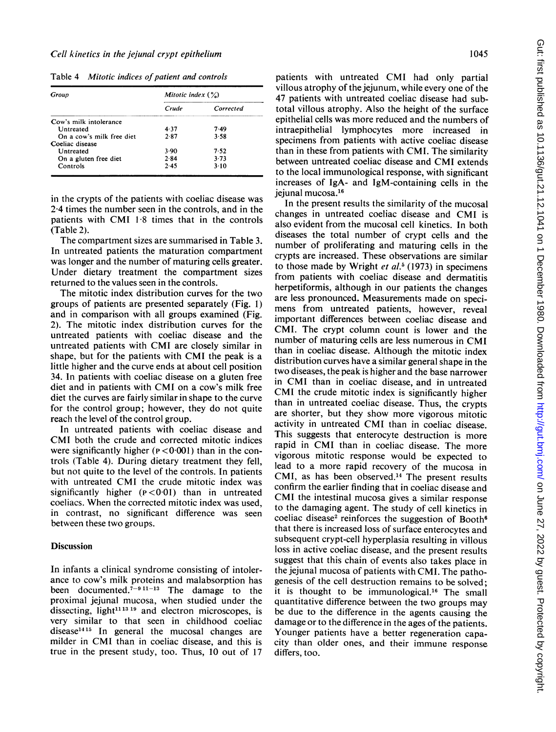Table 4 *Mitotic indices of patient and controls*

| Group | Mitotic index (%) | |
|---|---|---|
| | Crude | Corrected |
| Cow's milk intolerance | | |
| Untreated | 4·37 | 7·49 |
| On a cow's milk free diet | 2·87 | 3·58 |
| Coeliac disease | | |
| Untreated | 3·90 | 7·52 |
| On a gluten free diet | 2·84 | 3·73 |
| Controls | 2·45 | 3·10 |

in the crypts of the patients with coeliac disease was 2·4 times the number seen in the controls, and in the patients with CMI 1·8 times that in the controls (Table 2).

The compartment sizes are summarised in Table 3. In untreated patients the maturation compartment was longer and the number of maturing cells greater. Under dietary treatment the compartment sizes returned to the values seen in the controls.

The mitotic index distribution curves for the two groups of patients are presented separately (Fig. 1) and in comparison with all groups examined (Fig. 2). The mitotic index distribution curves for the untreated patients with coeliac disease and the untreated patients with CMI are closely similar in shape, but for the patients with CMI the peak is a little higher and the curve ends at about cell position 34. In patients with coeliac disease on a gluten free diet and in patients with CMI on a cow's milk free diet the curves are fairly similar in shape to the curve for the control group; however, they do not quite reach the level of the control group.

In untreated patients with coeliac disease and CMI both the crude and corrected mitotic indices were significantly higher ($P < 0·001$) than in the controls (Table 4). During dietary treatment they fell, but not quite to the level of the controls. In patients with untreated CMI the crude mitotic index was significantly higher ($P < 0·01$) than in untreated coeliacs. When the corrected mitotic index was used, in contrast, no significant difference was seen between these two groups.

## Discussion

In infants a clinical syndrome consisting of intolerance to cow's milk proteins and malabsorption has been documented.[7–9 11–13] The damage to the proximal jejunal mucosa, when studied under the dissecting, light[11 13 19] and electron microscopes, is very similar to that seen in childhood coeliac disease[14 15] In general the mucosal changes are milder in CMI than in coeliac disease, and this is true in the present study, too. Thus, 10 out of 17 patients with untreated CMI had only partial villous atrophy of the jejunum, while every one of the 47 patients with untreated coeliac disease had subtotal villous atrophy. Also the height of the surface epithelial cells was more reduced and the numbers of intraepithelial lymphocytes more increased in specimens from patients with active coeliac disease than in these from patients with CMI. The similarity between untreated coeliac disease and CMI extends to the local immunological response, with significant increases of IgA- and IgM-containing cells in the jejunal mucosa.[16]

In the present results the similarity of the mucosal changes in untreated coeliac disease and CMI is also evident from the mucosal cell kinetics. In both diseases the total number of crypt cells and the number of proliferating and maturing cells in the crypts are increased. These observations are similar to those made by Wright *et al.*[5] (1973) in specimens from patients with coeliac disease and dermatitis herpetiformis, although in our patients the changes are less pronounced. Measurements made on specimens from untreated patients, however, reveal important differences between coeliac disease and CMI. The crypt column count is lower and the number of maturing cells are less numerous in CMI than in coeliac disease. Although the mitotic index distribution curves have a similar general shape in the two diseases, the peak is higher and the base narrower in CMI than in coeliac disease, and in untreated CMI the crude mitotic index is significantly higher than in untreated coeliac disease. Thus, the crypts are shorter, but they show more vigorous mitotic activity in untreated CMI than in coeliac disease. This suggests that enterocyte destruction is more rapid in CMI than in coeliac disease. The more vigorous mitotic response would be expected to lead to a more rapid recovery of the mucosa in CMI, as has been observed.[14] The present results confirm the earlier finding that in coeliac disease and CMI the intestinal mucosa gives a similar response to the damaging agent. The study of cell kinetics in coeliac disease[2] reinforces the suggestion of Booth[6] that there is increased loss of surface enterocytes and subsequent crypt-cell hyperplasia resulting in villous loss in active coeliac disease, and the present results suggest that this chain of events also takes place in the jejunal mucosa of patients with CMI. The pathogenesis of the cell destruction remains to be solved; it is thought to be immunological.[16] The small quantitative difference between the two groups may be due to the difference in the agents causing the damage or to the difference in the ages of the patients. Younger patients have a better regeneration capacity than older ones, and their immune response differs, too.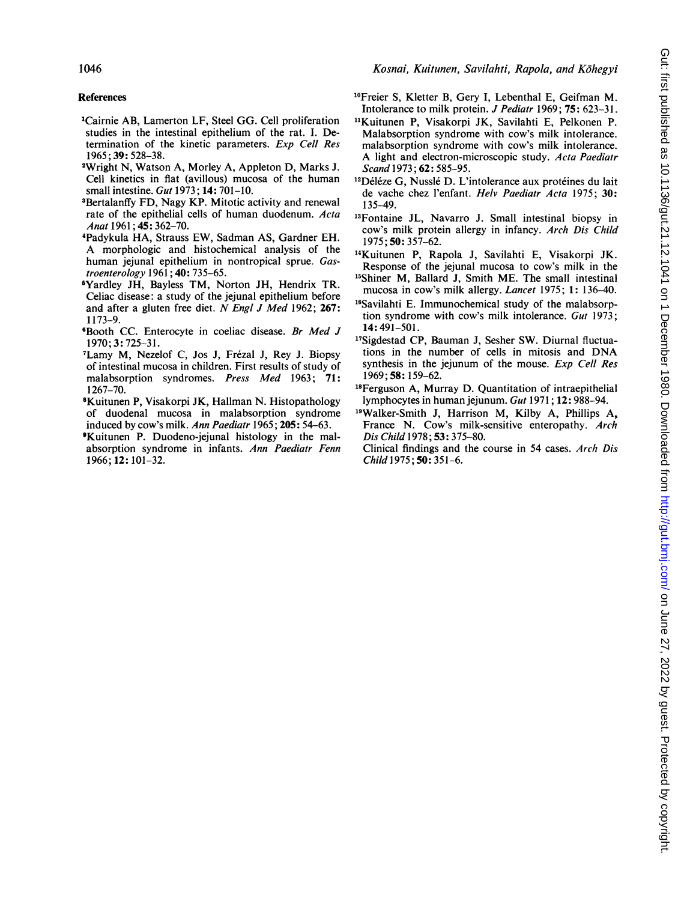## References

[1]Cairnie AB, Lamerton LF, Steel GG. Cell proliferation studies in the intestinal epithelium of the rat. I. Determination of the kinetic parameters. *Exp Cell Res* 1965; **39**: 528–38.

[2]Wright N, Watson A, Morley A, Appleton D, Marks J. Cell kinetics in flat (avillous) mucosa of the human small intestine. *Gut* 1973; **14**: 701–10.

[3]Bertalanffy FD, Nagy KP. Mitotic activity and renewal rate of the epithelial cells of human duodenum. *Acta Anat* 1961; **45**: 362–70.

[4]Padykula HA, Strauss EW, Sadman AS, Gardner EH. A morphologic and histochemical analysis of the human jejunal epithelium in nontropical sprue. *Gastroenterology* 1961; **40**: 735–65.

[5]Yardley JH, Bayless TM, Norton JH, Hendrix TR. Celiac disease: a study of the jejunal epithelium before and after a gluten free diet. *N Engl J Med* 1962; **267**: 1173–9.

[6]Booth CC. Enterocyte in coeliac disease. *Br Med J* 1970; **3**: 725–31.

[7]Lamy M, Nezelof C, Jos J, Frézal J, Rey J. Biopsy of intestinal mucosa in children. First results of study of malabsorption syndromes. *Press Med* 1963; **71**: 1267–70.

[8]Kuitunen P, Visakorpi JK, Hallman N. Histopathology of duodenal mucosa in malabsorption syndrome induced by cow's milk. *Ann Paediatr* 1965; **205**: 54–63.

[9]Kuitunen P. Duodeno-jejunal histology in the malabsorption syndrome in infants. *Ann Paediatr Fenn* 1966; **12**: 101–32.

[10]Freier S, Kletter B, Gery I, Lebenthal E, Geifman M. Intolerance to milk protein. *J Pediatr* 1969; **75**: 623–31.

[11]Kuitunen P, Visakorpi JK, Savilahti E, Pelkonen P. Malabsorption syndrome with cow's milk intolerance. malabsorption syndrome with cow's milk intolerance. A light and electron-microscopic study. *Acta Paediatr Scand* 1973; **62**: 585–95.

[12]Déléze G, Nusslé D. L'intolerance aux protéines du lait de vache chez l'enfant. *Helv Paediatr Acta* 1975; **30**: 135–49.

[13]Fontaine JL, Navarro J. Small intestinal biopsy in cow's milk protein allergy in infancy. *Arch Dis Child* 1975; **50**: 357–62.

[14]Kuitunen P, Rapola J, Savilahti E, Visakorpi JK. Response of the jejunal mucosa to cow's milk in the

[15]Shiner M, Ballard J, Smith ME. The small intestinal mucosa in cow's milk allergy. *Lancet* 1975; **1**: 136–40.

[16]Savilahti E. Immunochemical study of the malabsorption syndrome with cow's milk intolerance. *Gut* 1973; **14**: 491–501.

[17]Sigdestad CP, Bauman J, Sesher SW. Diurnal fluctuations in the number of cells in mitosis and DNA synthesis in the jejunum of the mouse. *Exp Cell Res* 1969; **58**: 159–62.

[18]Ferguson A, Murray D. Quantitation of intraepithelial lymphocytes in human jejunum. *Gut* 1971; **12**: 988–94.

[19]Walker-Smith J, Harrison M, Kilby A, Phillips A, France N. Cow's milk-sensitive enteropathy. *Arch Dis Child* 1978; **53**: 375–80.

Clinical findings and the course in 54 cases. *Arch Dis Child* 1975; **50**: 351–6.